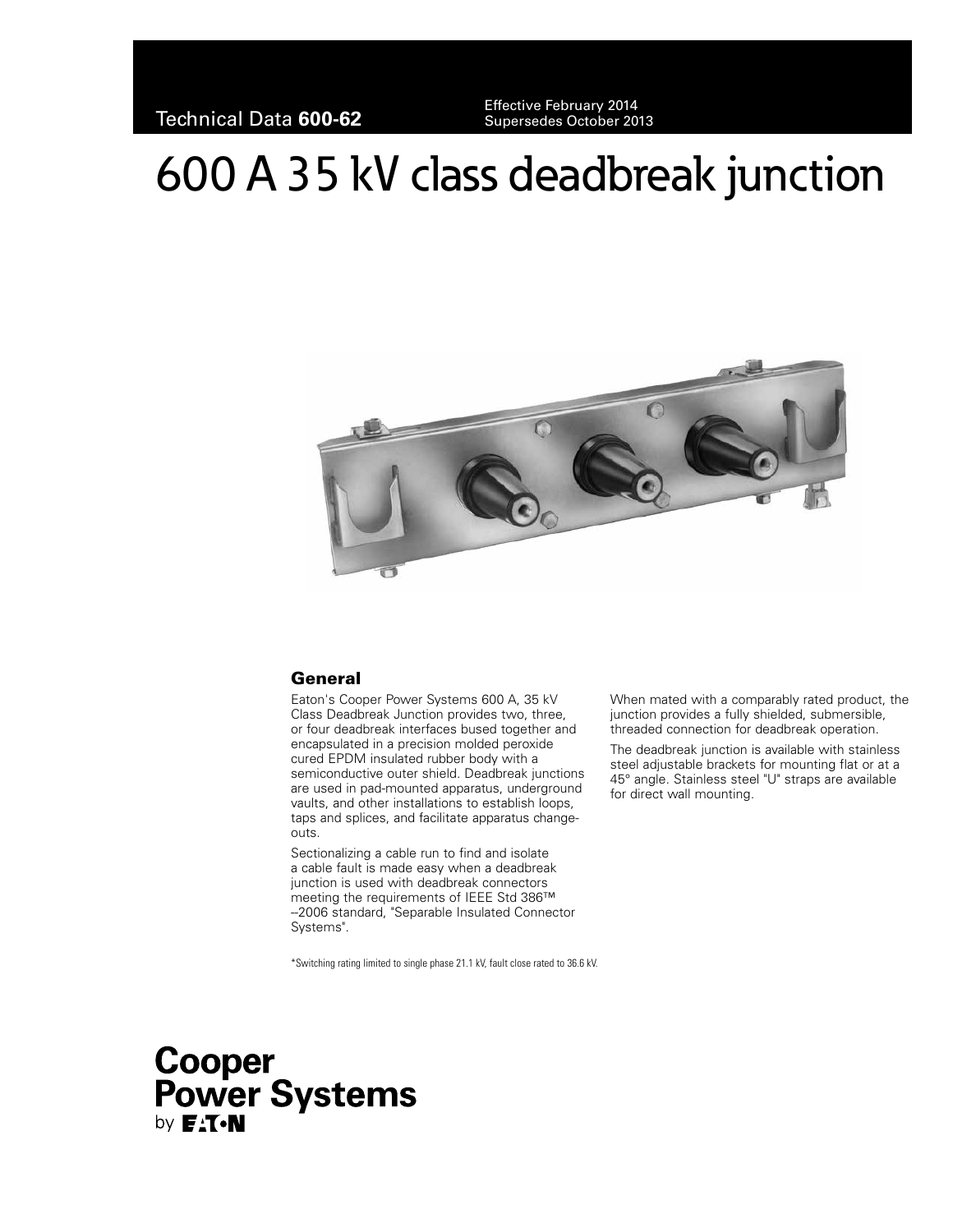Technical Data **600-62**

Effective February 2014
Supersedes October 2013

# 600 A 35 kV class deadbreak junction

## General

Eaton's Cooper Power Systems 600 A, 35 kV Class Deadbreak Junction provides two, three, or four deadbreak interfaces bused together and encapsulated in a precision molded peroxide cured EPDM insulated rubber body with a semiconductive outer shield. Deadbreak junctions are used in pad-mounted apparatus, underground vaults, and other installations to establish loops, taps and splices, and facilitate apparatus change-outs.

Sectionalizing a cable run to find and isolate a cable fault is made easy when a deadbreak junction is used with deadbreak connectors meeting the requirements of IEEE Std 386™ –2006 standard, "Separable Insulated Connector Systems".

When mated with a comparably rated product, the junction provides a fully shielded, submersible, threaded connection for deadbreak operation.

The deadbreak junction is available with stainless steel adjustable brackets for mounting flat or at a 45° angle. Stainless steel "U" straps are available for direct wall mounting.

*Switching rating limited to single phase 21.1 kV, fault close rated to 36.6 kV.

Cooper Power Systems by EATON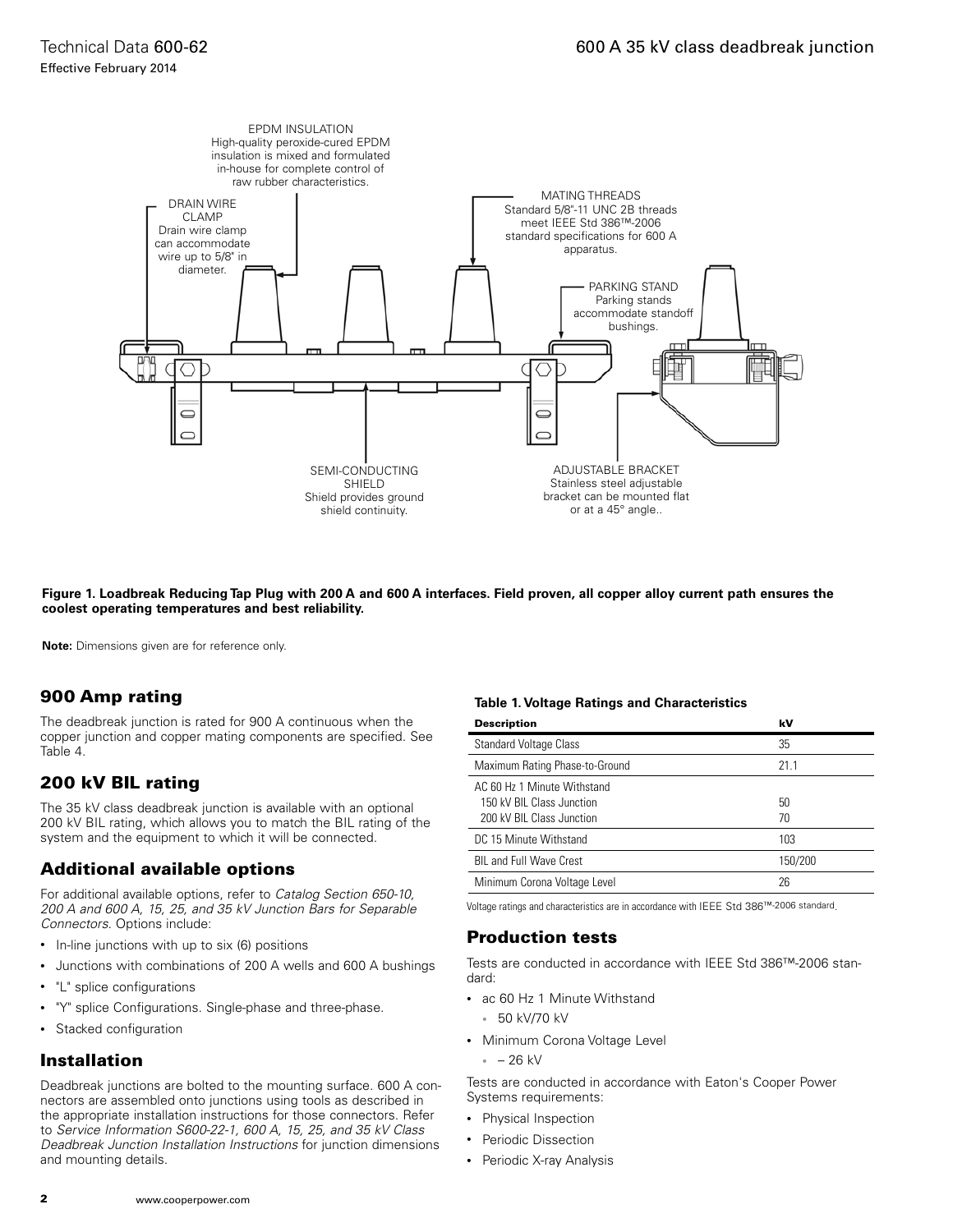EPDM INSULATION
High-quality peroxide-cured EPDM insulation is mixed and formulated in-house for complete control of raw rubber characteristics.

DRAIN WIRE CLAMP
Drain wire clamp can accommodate wire up to 5/8" in diameter.

MATING THREADS
Standard 5/8"-11 UNC 2B threads meet IEEE Std 386™-2006 standard specifications for 600 A apparatus.

PARKING STAND
Parking stands accommodate standoff bushings.

SEMI-CONDUCTING SHIELD
Shield provides ground shield continuity.

ADJUSTABLE BRACKET
Stainless steel adjustable bracket can be mounted flat or at a 45° angle..

**Figure 1. Loadbreak Reducing Tap Plug with 200 A and 600 A interfaces. Field proven, all copper alloy current path ensures the coolest operating temperatures and best reliability.**

**Note:** Dimensions given are for reference only.

## 900 Amp rating

The deadbreak junction is rated for 900 A continuous when the copper junction and copper mating components are specified. See Table 4.

## 200 kV BIL rating

The 35 kV class deadbreak junction is available with an optional 200 kV BIL rating, which allows you to match the BIL rating of the system and the equipment to which it will be connected.

## Additional available options

For additional available options, refer to *Catalog Section 650-10, 200 A and 600 A, 15, 25, and 35 kV Junction Bars for Separable Connectors*. Options include:

- In-line junctions with up to six (6) positions
- Junctions with combinations of 200 A wells and 600 A bushings
- "L" splice configurations
- "Y" splice Configurations. Single-phase and three-phase.
- Stacked configuration

## Installation

Deadbreak junctions are bolted to the mounting surface. 600 A connectors are assembled onto junctions using tools as described in the appropriate installation instructions for those connectors. Refer to *Service Information S600-22-1, 600 A, 15, 25, and 35 kV Class Deadbreak Junction Installation Instructions* for junction dimensions and mounting details.

**Table 1. Voltage Ratings and Characteristics**

| Description | kV |
|---|---|
| Standard Voltage Class | 35 |
| Maximum Rating Phase-to-Ground | 21.1 |
| AC 60 Hz 1 Minute Withstand | |
| 150 kV BIL Class Junction | 50 |
| 200 kV BIL Class Junction | 70 |
| DC 15 Minute Withstand | 103 |
| BIL and Full Wave Crest | 150/200 |
| Minimum Corona Voltage Level | 26 |

Voltage ratings and characteristics are in accordance with IEEE Std 386™-2006 standard.

## Production tests

Tests are conducted in accordance with IEEE Std 386™-2006 standard:

- ac 60 Hz 1 Minute Withstand
  - 50 kV/70 kV
- Minimum Corona Voltage Level
  - – 26 kV

Tests are conducted in accordance with Eaton's Cooper Power Systems requirements:

- Physical Inspection
- Periodic Dissection
- Periodic X-ray Analysis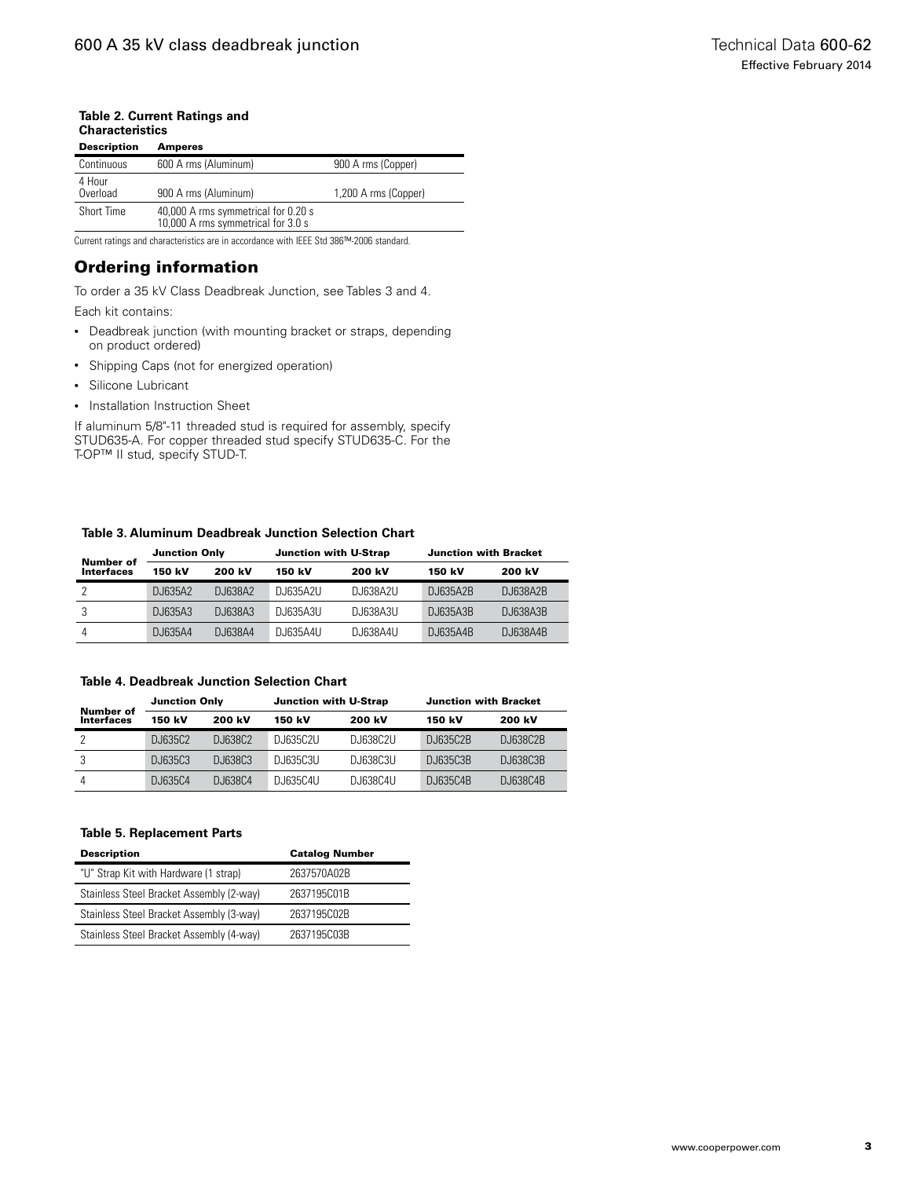**Table 2. Current Ratings and Characteristics**

| Description | Amperes | |
|---|---|---|
| Continuous | 600 A rms (Aluminum) | 900 A rms (Copper) |
| 4 Hour Overload | 900 A rms (Aluminum) | 1,200 A rms (Copper) |
| Short Time | 40,000 A rms symmetrical for 0.20 s<br>10,000 A rms symmetrical for 3.0 s | |

Current ratings and characteristics are in accordance with IEEE Std 386™-2006 standard.

## Ordering information

To order a 35 kV Class Deadbreak Junction, see Tables 3 and 4.

Each kit contains:

- Deadbreak junction (with mounting bracket or straps, depending on product ordered)
- Shipping Caps (not for energized operation)
- Silicone Lubricant
- Installation Instruction Sheet

If aluminum 5/8"-11 threaded stud is required for assembly, specify STUD635-A. For copper threaded stud specify STUD635-C. For the T-OP™ II stud, specify STUD-T.

**Table 3. Aluminum Deadbreak Junction Selection Chart**

| Number of Interfaces | Junction Only | | Junction with U-Strap | | Junction with Bracket | |
|---|---|---|---|---|---|---|
| | 150 kV | 200 kV | 150 kV | 200 kV | 150 kV | 200 kV |
| 2 | DJ635A2 | DJ638A2 | DJ635A2U | DJ638A2U | DJ635A2B | DJ638A2B |
| 3 | DJ635A3 | DJ638A3 | DJ635A3U | DJ638A3U | DJ635A3B | DJ638A3B |
| 4 | DJ635A4 | DJ638A4 | DJ635A4U | DJ638A4U | DJ635A4B | DJ638A4B |

**Table 4. Deadbreak Junction Selection Chart**

| Number of Interfaces | Junction Only | | Junction with U-Strap | | Junction with Bracket | |
|---|---|---|---|---|---|---|
| | 150 kV | 200 kV | 150 kV | 200 kV | 150 kV | 200 kV |
| 2 | DJ635C2 | DJ638C2 | DJ635C2U | DJ638C2U | DJ635C2B | DJ638C2B |
| 3 | DJ635C3 | DJ638C3 | DJ635C3U | DJ638C3U | DJ635C3B | DJ638C3B |
| 4 | DJ635C4 | DJ638C4 | DJ635C4U | DJ638C4U | DJ635C4B | DJ638C4B |

**Table 5. Replacement Parts**

| Description | Catalog Number |
|---|---|
| "U" Strap Kit with Hardware (1 strap) | 2637570A02B |
| Stainless Steel Bracket Assembly (2-way) | 2637195C01B |
| Stainless Steel Bracket Assembly (3-way) | 2637195C02B |
| Stainless Steel Bracket Assembly (4-way) | 2637195C03B |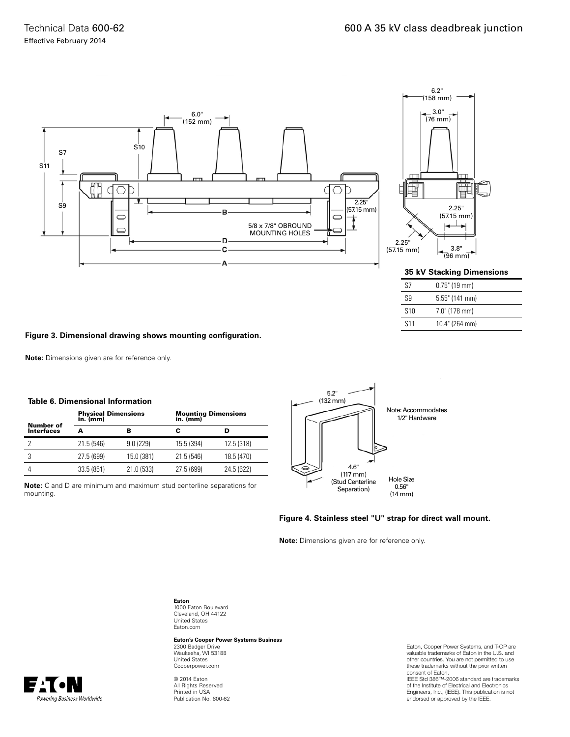Figure 3 drawing labels:

6.0"
(152 mm)

S7

S10

S11

S9

2.25"
(57.15 mm)

B

5/8 x 7/8" OBROUND
MOUNTING HOLES

D

C

A

6.2"
(158 mm)

3.0"
(76 mm)

2.25"
(57.15 mm)

2.25"
(57.15 mm)

3.8"
(96 mm)

**35 kV Stacking Dimensions**

| | |
|---|---|
| S7 | 0.75" (19 mm) |
| S9 | 5.55" (141 mm) |
| S10 | 7.0" (178 mm) |
| S11 | 10.4" (264 mm) |

**Figure 3. Dimensional drawing shows mounting configuration.**

**Note:** Dimensions given are for reference only.

**Table 6. Dimensional Information**

| Number of Interfaces | Physical Dimensions in. (mm) | | Mounting Dimensions in. (mm) | |
|---|---|---|---|---|
| | **A** | **B** | **C** | **D** |
| 2 | 21.5 (546) | 9.0 (229) | 15.5 (394) | 12.5 (318) |
| 3 | 27.5 (699) | 15.0 (381) | 21.5 (546) | 18.5 (470) |
| 4 | 33.5 (851) | 21.0 (533) | 27.5 (699) | 24.5 (622) |

**Note:** C and D are minimum and maximum stud centerline separations for mounting.

Figure 4 drawing labels:

5.2"
(132 mm)

Note: Accommodates
1/2" Hardware

4.6"
(117 mm)
(Stud Centerline
Separation)

Hole Size
0.56"
(14 mm)

**Figure 4. Stainless steel "U" strap for direct wall mount.**

**Note:** Dimensions given are for reference only.

**Eaton**
1000 Eaton Boulevard
Cleveland, OH 44122
United States
Eaton.com

**Eaton's Cooper Power Systems Business**
2300 Badger Drive
Waukesha, WI 53188
United States
Cooperpower.com

© 2014 Eaton
All Rights Reserved
Printed in USA
Publication No. 600-62

Eaton, Cooper Power Systems, and T-OP are valuable trademarks of Eaton in the U.S. and other countries. You are not permitted to use these trademarks without the prior written consent of Eaton.
IEEE Std 386™-2006 standard are trademarks of the Institute of Electrical and Electronics Engineers, Inc., (IEEE). This publication is not endorsed or approved by the IEEE.

Powering Business Worldwide